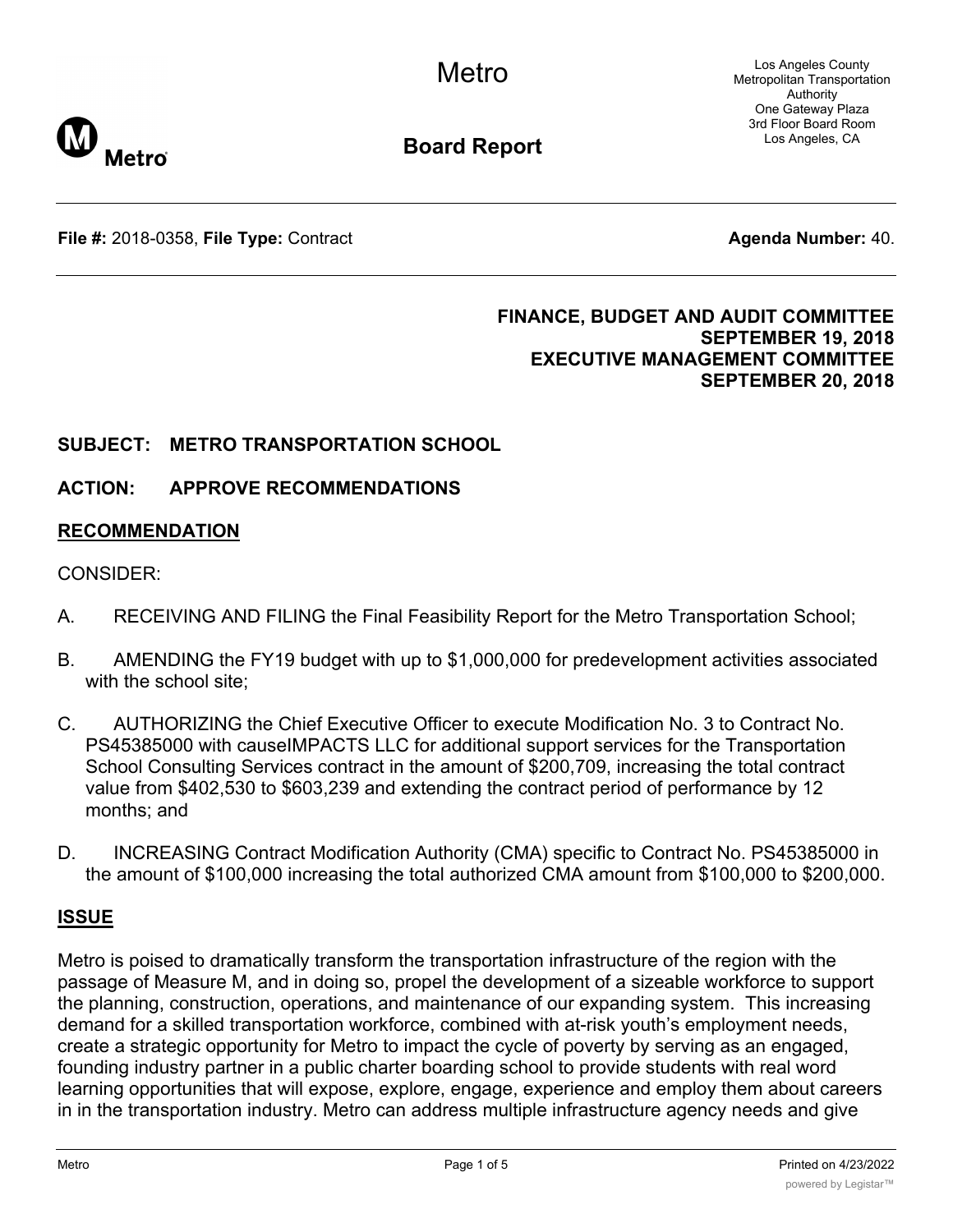# Metro

## Board Report

Los Angeles County Metropolitan Transportation Authority
One Gateway Plaza
3rd Floor Board Room
Los Angeles, CA

**File #:** 2018-0358, **File Type:** Contract **Agenda Number:** 40.

**FINANCE, BUDGET AND AUDIT COMMITTEE**
**SEPTEMBER 19, 2018**
**EXECUTIVE MANAGEMENT COMMITTEE**
**SEPTEMBER 20, 2018**

**SUBJECT: METRO TRANSPORTATION SCHOOL**

**ACTION: APPROVE RECOMMENDATIONS**

## RECOMMENDATION

CONSIDER:

A. RECEIVING AND FILING the Final Feasibility Report for the Metro Transportation School;

B. AMENDING the FY19 budget with up to $1,000,000 for predevelopment activities associated with the school site;

C. AUTHORIZING the Chief Executive Officer to execute Modification No. 3 to Contract No. PS45385000 with causeIMPACTS LLC for additional support services for the Transportation School Consulting Services contract in the amount of $200,709, increasing the total contract value from $402,530 to $603,239 and extending the contract period of performance by 12 months; and

D. INCREASING Contract Modification Authority (CMA) specific to Contract No. PS45385000 in the amount of $100,000 increasing the total authorized CMA amount from $100,000 to $200,000.

## ISSUE

Metro is poised to dramatically transform the transportation infrastructure of the region with the passage of Measure M, and in doing so, propel the development of a sizeable workforce to support the planning, construction, operations, and maintenance of our expanding system. This increasing demand for a skilled transportation workforce, combined with at-risk youth's employment needs, create a strategic opportunity for Metro to impact the cycle of poverty by serving as an engaged, founding industry partner in a public charter boarding school to provide students with real word learning opportunities that will expose, explore, engage, experience and employ them about careers in in the transportation industry. Metro can address multiple infrastructure agency needs and give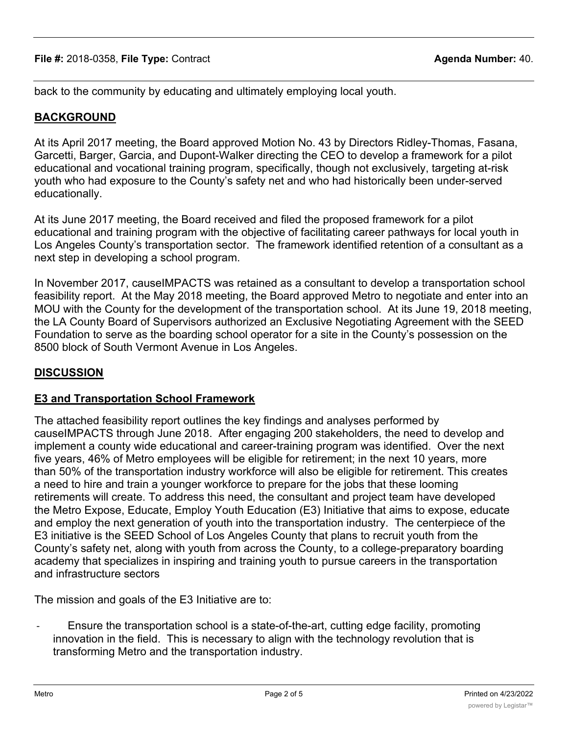back to the community by educating and ultimately employing local youth.

## BACKGROUND

At its April 2017 meeting, the Board approved Motion No. 43 by Directors Ridley-Thomas, Fasana, Garcetti, Barger, Garcia, and Dupont-Walker directing the CEO to develop a framework for a pilot educational and vocational training program, specifically, though not exclusively, targeting at-risk youth who had exposure to the County's safety net and who had historically been under-served educationally.

At its June 2017 meeting, the Board received and filed the proposed framework for a pilot educational and training program with the objective of facilitating career pathways for local youth in Los Angeles County's transportation sector. The framework identified retention of a consultant as a next step in developing a school program.

In November 2017, causeIMPACTS was retained as a consultant to develop a transportation school feasibility report. At the May 2018 meeting, the Board approved Metro to negotiate and enter into an MOU with the County for the development of the transportation school. At its June 19, 2018 meeting, the LA County Board of Supervisors authorized an Exclusive Negotiating Agreement with the SEED Foundation to serve as the boarding school operator for a site in the County's possession on the 8500 block of South Vermont Avenue in Los Angeles.

## DISCUSSION

### E3 and Transportation School Framework

The attached feasibility report outlines the key findings and analyses performed by causeIMPACTS through June 2018. After engaging 200 stakeholders, the need to develop and implement a county wide educational and career-training program was identified. Over the next five years, 46% of Metro employees will be eligible for retirement; in the next 10 years, more than 50% of the transportation industry workforce will also be eligible for retirement. This creates a need to hire and train a younger workforce to prepare for the jobs that these looming retirements will create. To address this need, the consultant and project team have developed the Metro Expose, Educate, Employ Youth Education (E3) Initiative that aims to expose, educate and employ the next generation of youth into the transportation industry. The centerpiece of the E3 initiative is the SEED School of Los Angeles County that plans to recruit youth from the County's safety net, along with youth from across the County, to a college-preparatory boarding academy that specializes in inspiring and training youth to pursue careers in the transportation and infrastructure sectors

The mission and goals of the E3 Initiative are to:

- Ensure the transportation school is a state-of-the-art, cutting edge facility, promoting innovation in the field. This is necessary to align with the technology revolution that is transforming Metro and the transportation industry.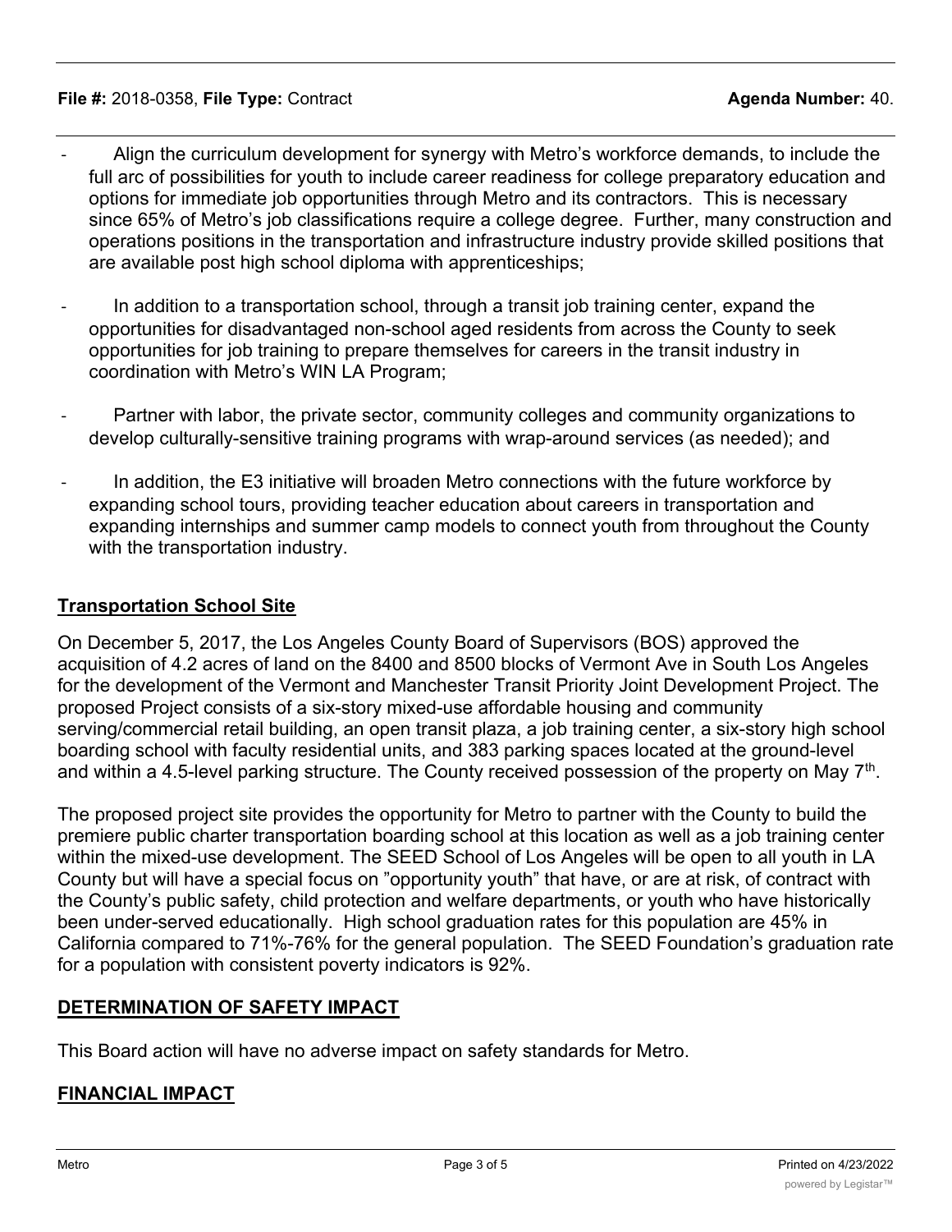- Align the curriculum development for synergy with Metro's workforce demands, to include the full arc of possibilities for youth to include career readiness for college preparatory education and options for immediate job opportunities through Metro and its contractors. This is necessary since 65% of Metro's job classifications require a college degree. Further, many construction and operations positions in the transportation and infrastructure industry provide skilled positions that are available post high school diploma with apprenticeships;

- In addition to a transportation school, through a transit job training center, expand the opportunities for disadvantaged non-school aged residents from across the County to seek opportunities for job training to prepare themselves for careers in the transit industry in coordination with Metro's WIN LA Program;

- Partner with labor, the private sector, community colleges and community organizations to develop culturally-sensitive training programs with wrap-around services (as needed); and

- In addition, the E3 initiative will broaden Metro connections with the future workforce by expanding school tours, providing teacher education about careers in transportation and expanding internships and summer camp models to connect youth from throughout the County with the transportation industry.

## Transportation School Site

On December 5, 2017, the Los Angeles County Board of Supervisors (BOS) approved the acquisition of 4.2 acres of land on the 8400 and 8500 blocks of Vermont Ave in South Los Angeles for the development of the Vermont and Manchester Transit Priority Joint Development Project. The proposed Project consists of a six-story mixed-use affordable housing and community serving/commercial retail building, an open transit plaza, a job training center, a six-story high school boarding school with faculty residential units, and 383 parking spaces located at the ground-level and within a 4.5-level parking structure. The County received possession of the property on May 7th.

The proposed project site provides the opportunity for Metro to partner with the County to build the premiere public charter transportation boarding school at this location as well as a job training center within the mixed-use development. The SEED School of Los Angeles will be open to all youth in LA County but will have a special focus on "opportunity youth" that have, or are at risk, of contract with the County's public safety, child protection and welfare departments, or youth who have historically been under-served educationally. High school graduation rates for this population are 45% in California compared to 71%-76% for the general population. The SEED Foundation's graduation rate for a population with consistent poverty indicators is 92%.

## DETERMINATION OF SAFETY IMPACT

This Board action will have no adverse impact on safety standards for Metro.

## FINANCIAL IMPACT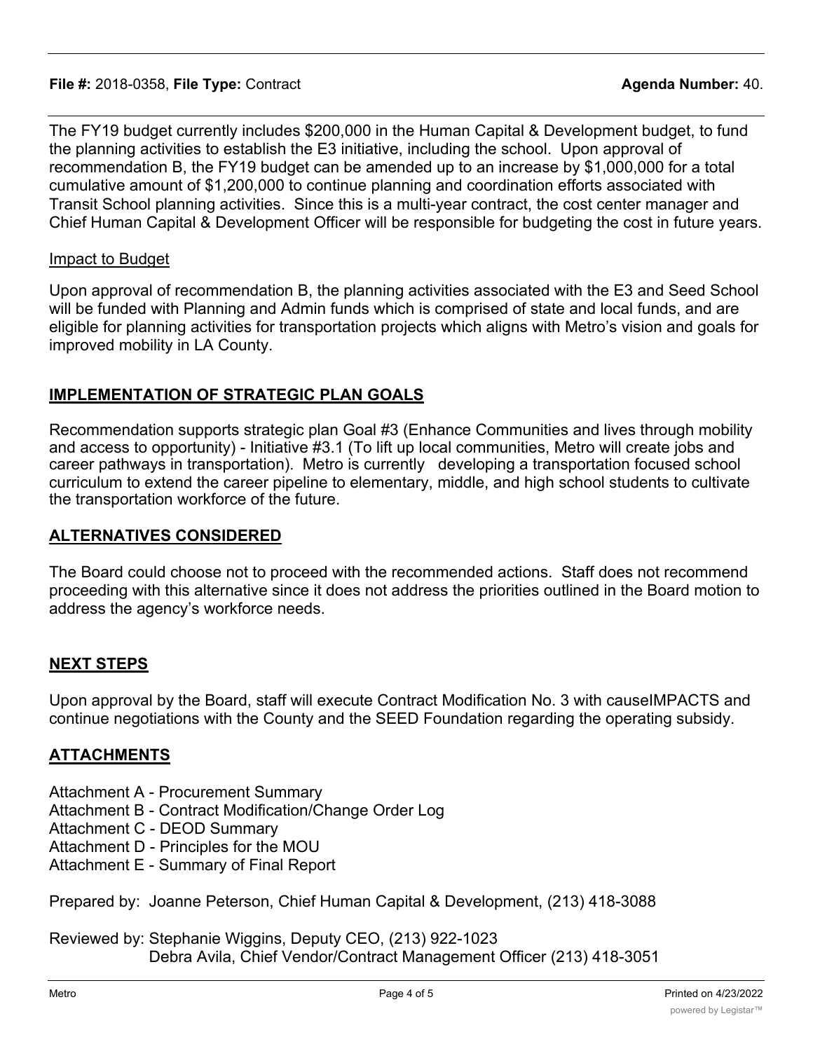**File #:** 2018-0358, **File Type:** Contract **Agenda Number:** 40.

The FY19 budget currently includes $200,000 in the Human Capital & Development budget, to fund the planning activities to establish the E3 initiative, including the school. Upon approval of recommendation B, the FY19 budget can be amended up to an increase by $1,000,000 for a total cumulative amount of $1,200,000 to continue planning and coordination efforts associated with Transit School planning activities. Since this is a multi-year contract, the cost center manager and Chief Human Capital & Development Officer will be responsible for budgeting the cost in future years.

Impact to Budget

Upon approval of recommendation B, the planning activities associated with the E3 and Seed School will be funded with Planning and Admin funds which is comprised of state and local funds, and are eligible for planning activities for transportation projects which aligns with Metro's vision and goals for improved mobility in LA County.

## IMPLEMENTATION OF STRATEGIC PLAN GOALS

Recommendation supports strategic plan Goal #3 (Enhance Communities and lives through mobility and access to opportunity) - Initiative #3.1 (To lift up local communities, Metro will create jobs and career pathways in transportation). Metro is currently developing a transportation focused school curriculum to extend the career pipeline to elementary, middle, and high school students to cultivate the transportation workforce of the future.

## ALTERNATIVES CONSIDERED

The Board could choose not to proceed with the recommended actions. Staff does not recommend proceeding with this alternative since it does not address the priorities outlined in the Board motion to address the agency's workforce needs.

## NEXT STEPS

Upon approval by the Board, staff will execute Contract Modification No. 3 with causeIMPACTS and continue negotiations with the County and the SEED Foundation regarding the operating subsidy.

## ATTACHMENTS

Attachment A - Procurement Summary
Attachment B - Contract Modification/Change Order Log
Attachment C - DEOD Summary
Attachment D - Principles for the MOU
Attachment E - Summary of Final Report

Prepared by: Joanne Peterson, Chief Human Capital & Development, (213) 418-3088

Reviewed by: Stephanie Wiggins, Deputy CEO, (213) 922-1023
Debra Avila, Chief Vendor/Contract Management Officer (213) 418-3051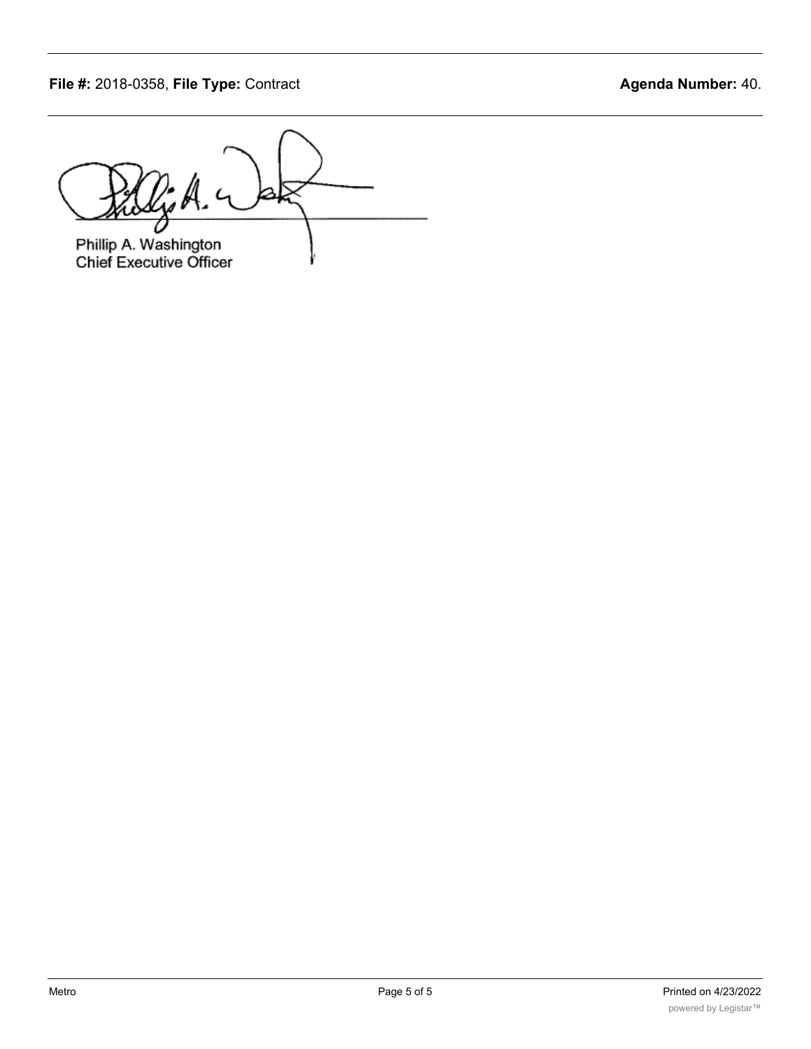Phillip A. Washington
Chief Executive Officer